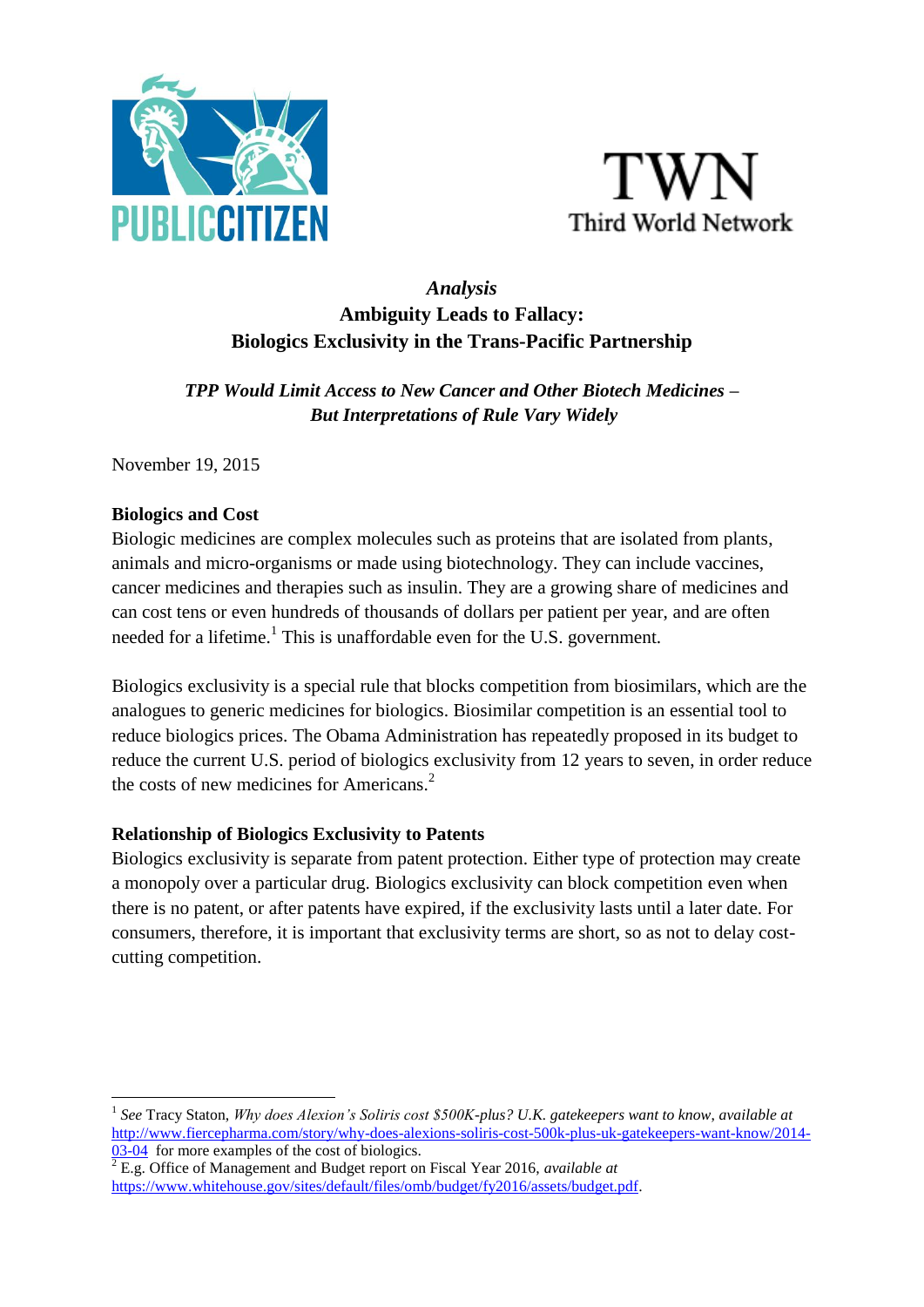PUBLIC CITIZEN

TWN Third World Network

# *Analysis*
# Ambiguity Leads to Fallacy: Biologics Exclusivity in the Trans-Pacific Partnership

***TPP Would Limit Access to New Cancer and Other Biotech Medicines – But Interpretations of Rule Vary Widely***

November 19, 2015

## Biologics and Cost

Biologic medicines are complex molecules such as proteins that are isolated from plants, animals and micro-organisms or made using biotechnology. They can include vaccines, cancer medicines and therapies such as insulin. They are a growing share of medicines and can cost tens or even hundreds of thousands of dollars per patient per year, and are often needed for a lifetime.[1] This is unaffordable even for the U.S. government.

Biologics exclusivity is a special rule that blocks competition from biosimilars, which are the analogues to generic medicines for biologics. Biosimilar competition is an essential tool to reduce biologics prices. The Obama Administration has repeatedly proposed in its budget to reduce the current U.S. period of biologics exclusivity from 12 years to seven, in order reduce the costs of new medicines for Americans.[2]

## Relationship of Biologics Exclusivity to Patents

Biologics exclusivity is separate from patent protection. Either type of protection may create a monopoly over a particular drug. Biologics exclusivity can block competition even when there is no patent, or after patents have expired, if the exclusivity lasts until a later date. For consumers, therefore, it is important that exclusivity terms are short, so as not to delay cost-cutting competition.

---

[1] *See* Tracy Staton, *Why does Alexion's Soliris cost $500K-plus? U.K. gatekeepers want to know*, *available at* http://www.fiercepharma.com/story/why-does-alexions-soliris-cost-500k-plus-uk-gatekeepers-want-know/2014-03-04 for more examples of the cost of biologics.

[2] E.g. Office of Management and Budget report on Fiscal Year 2016, *available at* https://www.whitehouse.gov/sites/default/files/omb/budget/fy2016/assets/budget.pdf.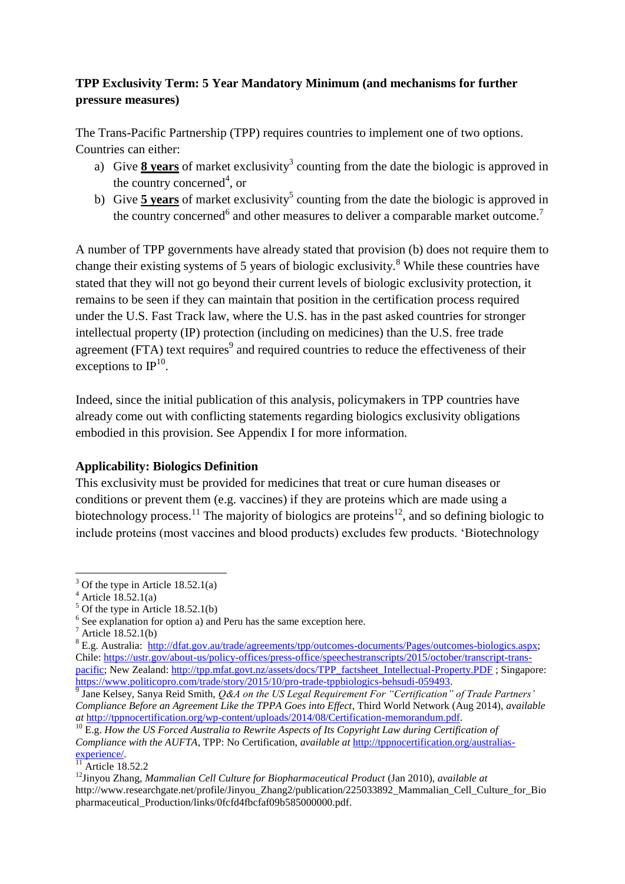**TPP Exclusivity Term: 5 Year Mandatory Minimum (and mechanisms for further pressure measures)**

The Trans-Pacific Partnership (TPP) requires countries to implement one of two options. Countries can either:

a) Give **8 years** of market exclusivity[3] counting from the date the biologic is approved in the country concerned[4], or
b) Give **5 years** of market exclusivity[5] counting from the date the biologic is approved in the country concerned[6] and other measures to deliver a comparable market outcome.[7]

A number of TPP governments have already stated that provision (b) does not require them to change their existing systems of 5 years of biologic exclusivity.[8] While these countries have stated that they will not go beyond their current levels of biologic exclusivity protection, it remains to be seen if they can maintain that position in the certification process required under the U.S. Fast Track law, where the U.S. has in the past asked countries for stronger intellectual property (IP) protection (including on medicines) than the U.S. free trade agreement (FTA) text requires[9] and required countries to reduce the effectiveness of their exceptions to IP[10].

Indeed, since the initial publication of this analysis, policymakers in TPP countries have already come out with conflicting statements regarding biologics exclusivity obligations embodied in this provision. See Appendix I for more information.

**Applicability: Biologics Definition**

This exclusivity must be provided for medicines that treat or cure human diseases or conditions or prevent them (e.g. vaccines) if they are proteins which are made using a biotechnology process.[11] The majority of biologics are proteins[12], and so defining biologic to include proteins (most vaccines and blood products) excludes few products. 'Biotechnology

---

[3] Of the type in Article 18.52.1(a)
[4] Article 18.52.1(a)
[5] Of the type in Article 18.52.1(b)
[6] See explanation for option a) and Peru has the same exception here.
[7] Article 18.52.1(b)
[8] E.g. Australia: http://dfat.gov.au/trade/agreements/tpp/outcomes-documents/Pages/outcomes-biologics.aspx; Chile: https://ustr.gov/about-us/policy-offices/press-office/speechestranscripts/2015/october/transcript-trans-pacific; New Zealand: http://tpp.mfat.govt.nz/assets/docs/TPP_factsheet_Intellectual-Property.PDF ; Singapore: https://www.politicopro.com/trade/story/2015/10/pro-trade-tppbiologics-behsudi-059493.
[9] Jane Kelsey, Sanya Reid Smith, *Q&A on the US Legal Requirement For "Certification" of Trade Partners' Compliance Before an Agreement Like the TPPA Goes into Effect*, Third World Network (Aug 2014), *available at* http://tppnocertification.org/wp-content/uploads/2014/08/Certification-memorandum.pdf.
[10] E.g. *How the US Forced Australia to Rewrite Aspects of Its Copyright Law during Certification of Compliance with the AUFTA*, TPP: No Certification, *available at* http://tppnocertification.org/australias-experience/.
[11] Article 18.52.2
[12] Jinyou Zhang, *Mammalian Cell Culture for Biopharmaceutical Product* (Jan 2010), *available at* http://www.researchgate.net/profile/Jinyou_Zhang2/publication/225033892_Mammalian_Cell_Culture_for_Biopharmaceutical_Production/links/0fcfd4fbcfaf09b585000000.pdf.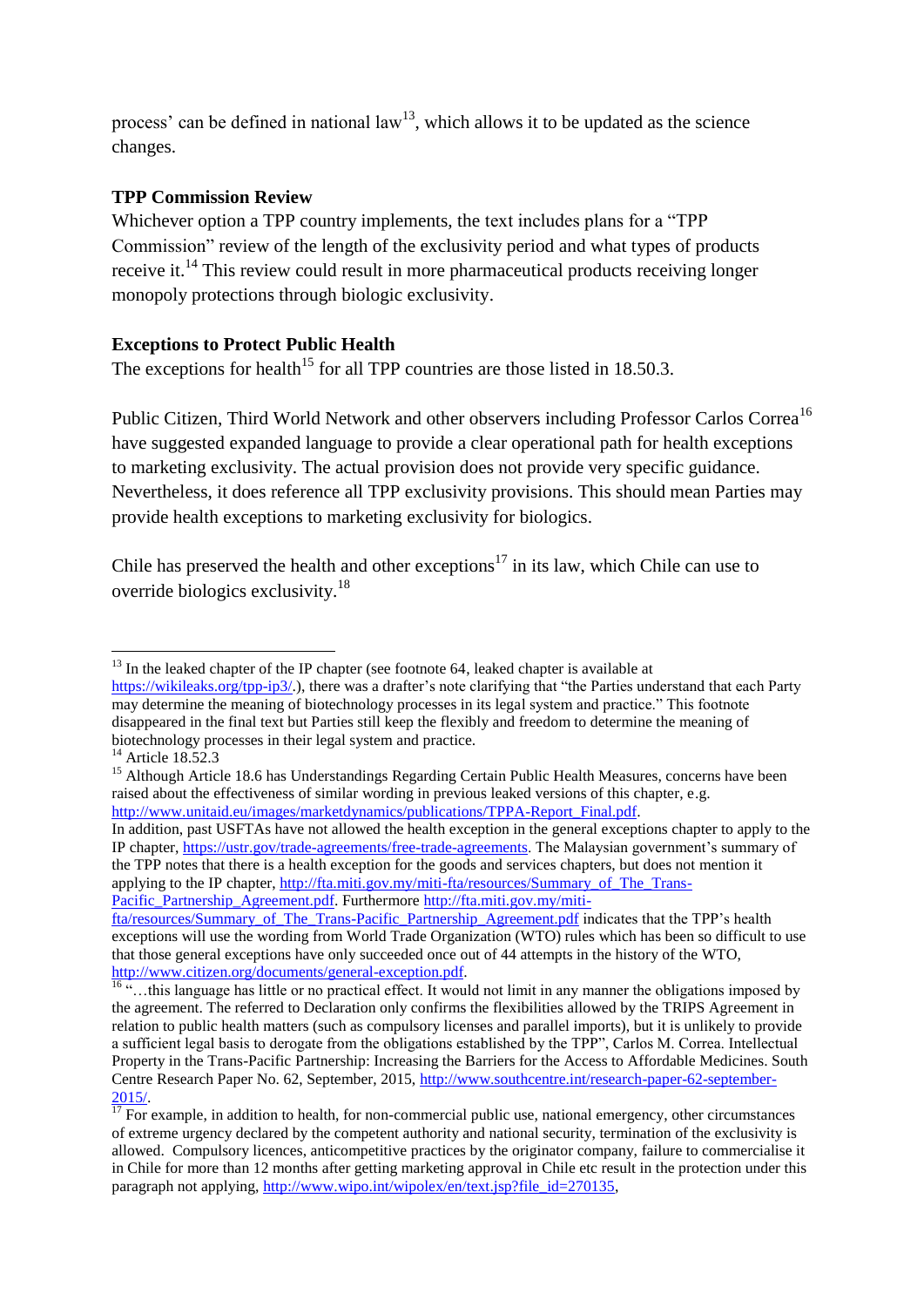process' can be defined in national law[13], which allows it to be updated as the science changes.

**TPP Commission Review**

Whichever option a TPP country implements, the text includes plans for a "TPP Commission" review of the length of the exclusivity period and what types of products receive it.[14] This review could result in more pharmaceutical products receiving longer monopoly protections through biologic exclusivity.

**Exceptions to Protect Public Health**

The exceptions for health[15] for all TPP countries are those listed in 18.50.3.

Public Citizen, Third World Network and other observers including Professor Carlos Correa[16] have suggested expanded language to provide a clear operational path for health exceptions to marketing exclusivity. The actual provision does not provide very specific guidance. Nevertheless, it does reference all TPP exclusivity provisions. This should mean Parties may provide health exceptions to marketing exclusivity for biologics.

Chile has preserved the health and other exceptions[17] in its law, which Chile can use to override biologics exclusivity.[18]

---

[13] In the leaked chapter of the IP chapter (see footnote 64, leaked chapter is available at https://wikileaks.org/tpp-ip3/.), there was a drafter's note clarifying that "the Parties understand that each Party may determine the meaning of biotechnology processes in its legal system and practice." This footnote disappeared in the final text but Parties still keep the flexibly and freedom to determine the meaning of biotechnology processes in their legal system and practice.

[14] Article 18.52.3

[15] Although Article 18.6 has Understandings Regarding Certain Public Health Measures, concerns have been raised about the effectiveness of similar wording in previous leaked versions of this chapter, e.g. http://www.unitaid.eu/images/marketdynamics/publications/TPPA-Report_Final.pdf.
In addition, past USFTAs have not allowed the health exception in the general exceptions chapter to apply to the IP chapter, https://ustr.gov/trade-agreements/free-trade-agreements. The Malaysian government's summary of the TPP notes that there is a health exception for the goods and services chapters, but does not mention it applying to the IP chapter, http://fta.miti.gov.my/miti-fta/resources/Summary_of_The_Trans-Pacific_Partnership_Agreement.pdf. Furthermore http://fta.miti.gov.my/miti-fta/resources/Summary_of_The_Trans-Pacific_Partnership_Agreement.pdf indicates that the TPP's health exceptions will use the wording from World Trade Organization (WTO) rules which has been so difficult to use that those general exceptions have only succeeded once out of 44 attempts in the history of the WTO, http://www.citizen.org/documents/general-exception.pdf.

[16] "…this language has little or no practical effect. It would not limit in any manner the obligations imposed by the agreement. The referred to Declaration only confirms the flexibilities allowed by the TRIPS Agreement in relation to public health matters (such as compulsory licenses and parallel imports), but it is unlikely to provide a sufficient legal basis to derogate from the obligations established by the TPP", Carlos M. Correa. Intellectual Property in the Trans-Pacific Partnership: Increasing the Barriers for the Access to Affordable Medicines. South Centre Research Paper No. 62, September, 2015, http://www.southcentre.int/research-paper-62-september-2015/.

[17] For example, in addition to health, for non-commercial public use, national emergency, other circumstances of extreme urgency declared by the competent authority and national security, termination of the exclusivity is allowed. Compulsory licences, anticompetitive practices by the originator company, failure to commercialise it in Chile for more than 12 months after getting marketing approval in Chile etc result in the protection under this paragraph not applying, http://www.wipo.int/wipolex/en/text.jsp?file_id=270135,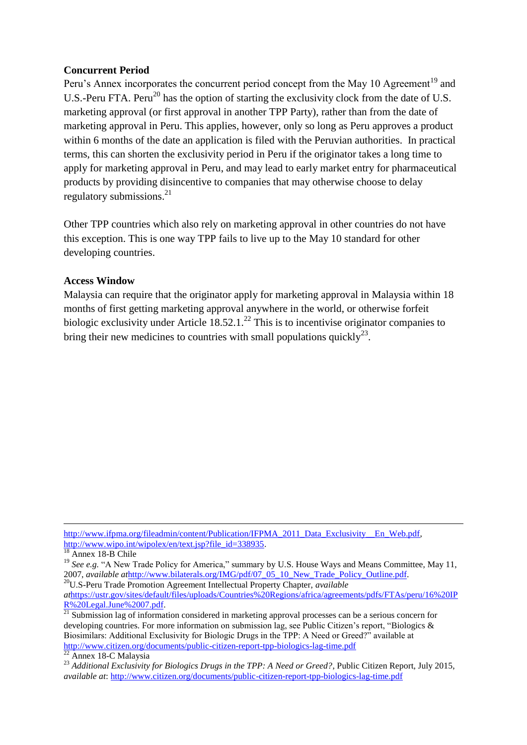**Concurrent Period**

Peru's Annex incorporates the concurrent period concept from the May 10 Agreement[19] and U.S.-Peru FTA. Peru[20] has the option of starting the exclusivity clock from the date of U.S. marketing approval (or first approval in another TPP Party), rather than from the date of marketing approval in Peru. This applies, however, only so long as Peru approves a product within 6 months of the date an application is filed with the Peruvian authorities. In practical terms, this can shorten the exclusivity period in Peru if the originator takes a long time to apply for marketing approval in Peru, and may lead to early market entry for pharmaceutical products by providing disincentive to companies that may otherwise choose to delay regulatory submissions.[21]

Other TPP countries which also rely on marketing approval in other countries do not have this exception. This is one way TPP fails to live up to the May 10 standard for other developing countries.

**Access Window**

Malaysia can require that the originator apply for marketing approval in Malaysia within 18 months of first getting marketing approval anywhere in the world, or otherwise forfeit biologic exclusivity under Article 18.52.1.[22] This is to incentivise originator companies to bring their new medicines to countries with small populations quickly[23].

---

http://www.ifpma.org/fileadmin/content/Publication/IFPMA_2011_Data_Exclusivity__En_Web.pdf, http://www.wipo.int/wipolex/en/text.jsp?file_id=338935.

[18] Annex 18-B Chile

[19] *See e.g.* "A New Trade Policy for America," summary by U.S. House Ways and Means Committee, May 11, 2007, *available at*http://www.bilaterals.org/IMG/pdf/07_05_10_New_Trade_Policy_Outline.pdf.

[20] U.S-Peru Trade Promotion Agreement Intellectual Property Chapter, *available at*https://ustr.gov/sites/default/files/uploads/Countries%20Regions/africa/agreements/pdfs/FTAs/peru/16%20IPR%20Legal.June%2007.pdf.

[21] Submission lag of information considered in marketing approval processes can be a serious concern for developing countries. For more information on submission lag, see Public Citizen's report, "Biologics & Biosimilars: Additional Exclusivity for Biologic Drugs in the TPP: A Need or Greed?" available at http://www.citizen.org/documents/public-citizen-report-tpp-biologics-lag-time.pdf

[22] Annex 18-C Malaysia

[23] *Additional Exclusivity for Biologics Drugs in the TPP: A Need or Greed?*, Public Citizen Report, July 2015, *available at*: http://www.citizen.org/documents/public-citizen-report-tpp-biologics-lag-time.pdf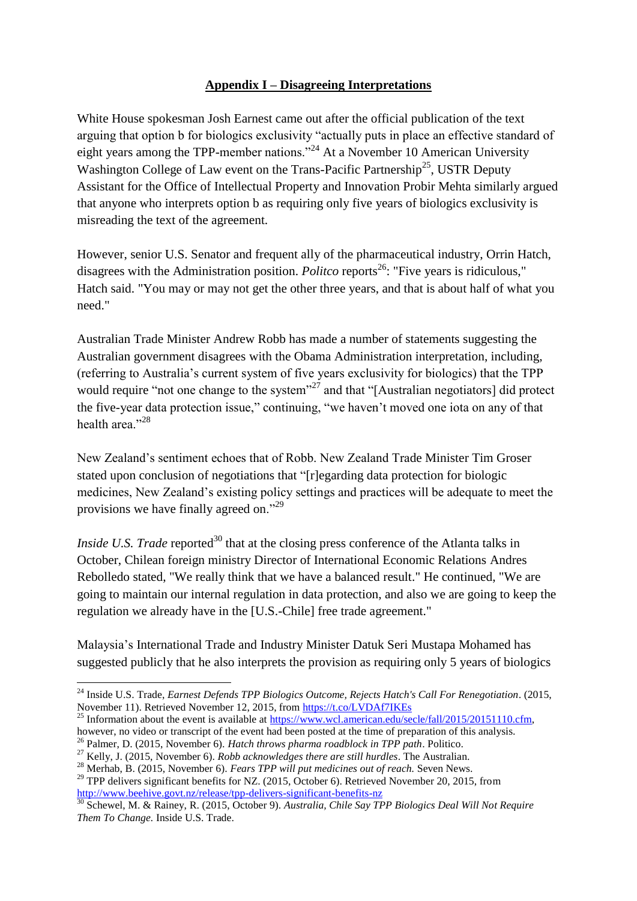## **Appendix I – Disagreeing Interpretations**

White House spokesman Josh Earnest came out after the official publication of the text arguing that option b for biologics exclusivity "actually puts in place an effective standard of eight years among the TPP-member nations."[24] At a November 10 American University Washington College of Law event on the Trans-Pacific Partnership[25], USTR Deputy Assistant for the Office of Intellectual Property and Innovation Probir Mehta similarly argued that anyone who interprets option b as requiring only five years of biologics exclusivity is misreading the text of the agreement.

However, senior U.S. Senator and frequent ally of the pharmaceutical industry, Orrin Hatch, disagrees with the Administration position. *Politco* reports[26]: "Five years is ridiculous," Hatch said. "You may or may not get the other three years, and that is about half of what you need."

Australian Trade Minister Andrew Robb has made a number of statements suggesting the Australian government disagrees with the Obama Administration interpretation, including, (referring to Australia's current system of five years exclusivity for biologics) that the TPP would require "not one change to the system"[27] and that "[Australian negotiators] did protect the five-year data protection issue," continuing, "we haven't moved one iota on any of that health area."[28]

New Zealand's sentiment echoes that of Robb. New Zealand Trade Minister Tim Groser stated upon conclusion of negotiations that "[r]egarding data protection for biologic medicines, New Zealand's existing policy settings and practices will be adequate to meet the provisions we have finally agreed on."[29]

*Inside U.S. Trade* reported[30] that at the closing press conference of the Atlanta talks in October, Chilean foreign ministry Director of International Economic Relations Andres Rebolledo stated, "We really think that we have a balanced result." He continued, "We are going to maintain our internal regulation in data protection, and also we are going to keep the regulation we already have in the [U.S.-Chile] free trade agreement."

Malaysia's International Trade and Industry Minister Datuk Seri Mustapa Mohamed has suggested publicly that he also interprets the provision as requiring only 5 years of biologics

---

[24] Inside U.S. Trade, *Earnest Defends TPP Biologics Outcome, Rejects Hatch's Call For Renegotiation*. (2015, November 11). Retrieved November 12, 2015, from https://t.co/LVDAf7IKEs

[25] Information about the event is available at https://www.wcl.american.edu/secle/fall/2015/20151110.cfm, however, no video or transcript of the event had been posted at the time of preparation of this analysis.

[26] Palmer, D. (2015, November 6). *Hatch throws pharma roadblock in TPP path*. Politico.

[27] Kelly, J. (2015, November 6). *Robb acknowledges there are still hurdles*. The Australian.

[28] Merhab, B. (2015, November 6). *Fears TPP will put medicines out of reach.* Seven News.

[29] TPP delivers significant benefits for NZ. (2015, October 6). Retrieved November 20, 2015, from http://www.beehive.govt.nz/release/tpp-delivers-significant-benefits-nz

[30] Schewel, M. & Rainey, R. (2015, October 9). *Australia, Chile Say TPP Biologics Deal Will Not Require Them To Change.* Inside U.S. Trade.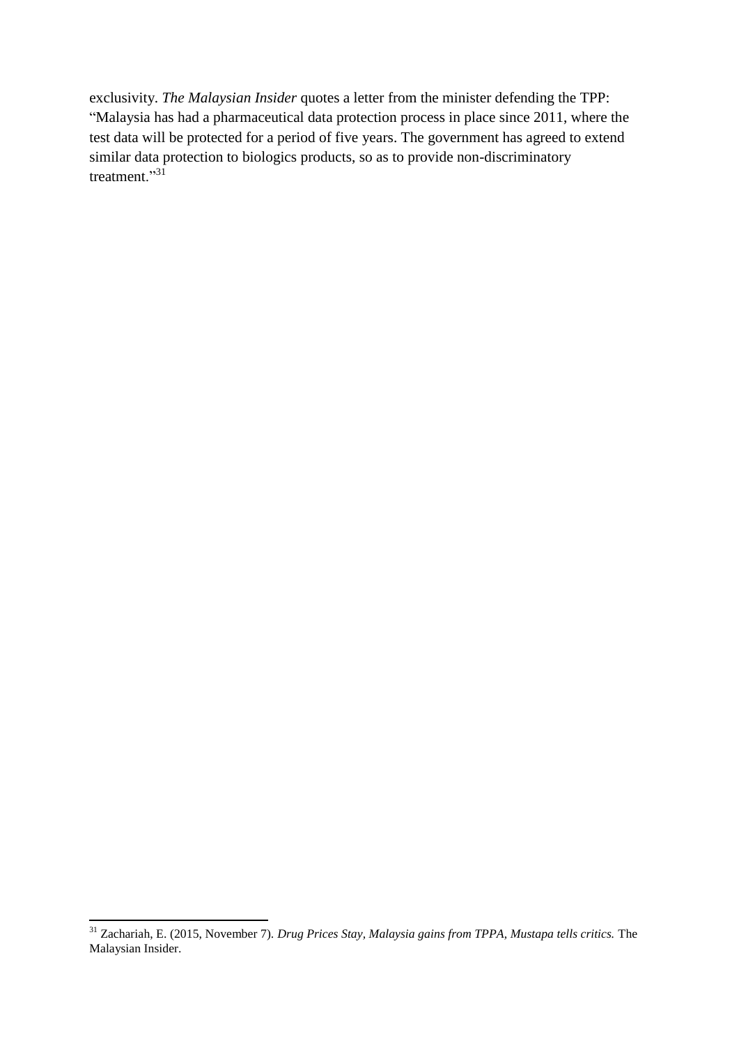exclusivity. *The Malaysian Insider* quotes a letter from the minister defending the TPP: "Malaysia has had a pharmaceutical data protection process in place since 2011, where the test data will be protected for a period of five years. The government has agreed to extend similar data protection to biologics products, so as to provide non-discriminatory treatment."[31]

---

[31] Zachariah, E. (2015, November 7). *Drug Prices Stay, Malaysia gains from TPPA, Mustapa tells critics.* The Malaysian Insider.